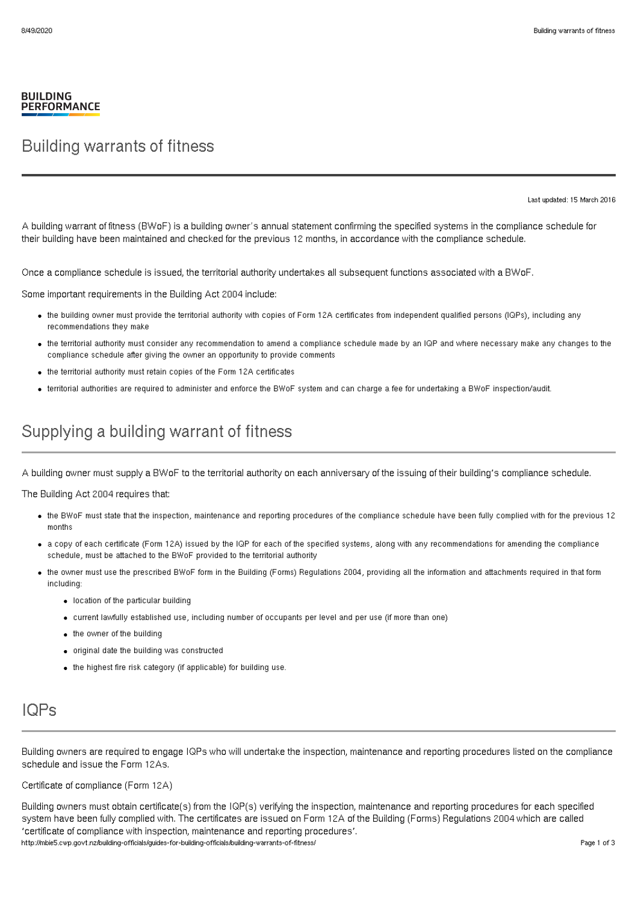BUILDING PERFORMANCE

# Building warrants of fitness

Last updated: 15 March 2016

A building warrant of fitness (BWoF) is a building owner's annual statement confirming the specified systems in the compliance schedule for their building have been maintained and checked for the previous 12 months, in accordance with the compliance schedule.

Once a compliance schedule is issued, the territorial authority undertakes all subsequent functions associated with a BWoF.

Some important requirements in the Building Act 2004 include:

- the building owner must provide the territorial authority with copies of Form 12A certificates from independent qualified persons (IQPs), including any recommendations they make
- the territorial authority must consider any recommendation to amend a compliance schedule made by an IQP and where necessary make any changes to the compliance schedule after giving the owner an opportunity to provide comments
- the territorial authority must retain copies of the Form 12A certificates
- territorial authorities are required to administer and enforce the BWoF system and can charge a fee for undertaking a BWoF inspection/audit.

## Supplying a building warrant of fitness

A building owner must supply a BWoF to the territorial authority on each anniversary of the issuing of their building's compliance schedule.

The Building Act 2004 requires that:

- the BWoF must state that the inspection, maintenance and reporting procedures of the compliance schedule have been fully complied with for the previous 12 months
- a copy of each certificate (Form 12A) issued by the IQP for each of the specified systems, along with any recommendations for amending the compliance schedule, must be attached to the BWoF provided to the territorial authority
- the owner must use the prescribed BWoF form in the Building (Forms) Regulations 2004, providing all the information and attachments required in that form including:
  - location of the particular building
  - current lawfully established use, including number of occupants per level and per use (if more than one)
  - the owner of the building
  - original date the building was constructed
  - the highest fire risk category (if applicable) for building use.

## IQPs

Building owners are required to engage IQPs who will undertake the inspection, maintenance and reporting procedures listed on the compliance schedule and issue the Form 12As.

Certificate of compliance (Form 12A)

Building owners must obtain certificate(s) from the IQP(s) verifying the inspection, maintenance and reporting procedures for each specified system have been fully complied with. The certificates are issued on Form 12A of the Building (Forms) Regulations 2004 which are called 'certificate of compliance with inspection, maintenance and reporting procedures'.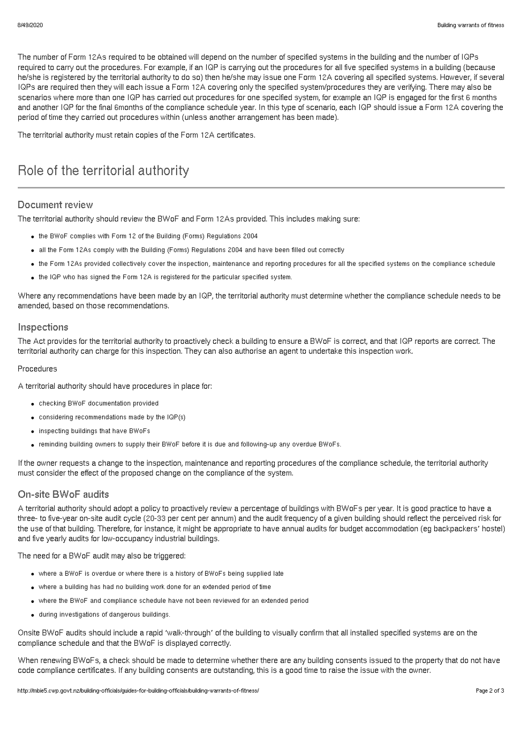The number of Form 12As required to be obtained will depend on the number of specified systems in the building and the number of IQPs required to carry out the procedures. For example, if an IQP is carrying out the procedures for all five specified systems in a building (because he/she is registered by the territorial authority to do so) then he/she may issue one Form 12A covering all specified systems. However, if several IQPs are required then they will each issue a Form 12A covering only the specified system/procedures they are verifying. There may also be scenarios where more than one IQP has carried out procedures for one specified system, for example an IQP is engaged for the first 6 months and another IQP for the final 6months of the compliance schedule year. In this type of scenario, each IQP should issue a Form 12A covering the period of time they carried out procedures within (unless another arrangement has been made).

The territorial authority must retain copies of the Form 12A certificates.

## Role of the territorial authority

### Document review

The territorial authority should review the BWoF and Form 12As provided. This includes making sure:

- the BWoF complies with Form 12 of the Building (Forms) Regulations 2004
- all the Form 12As comply with the Building (Forms) Regulations 2004 and have been filled out correctly
- the Form 12As provided collectively cover the inspection, maintenance and reporting procedures for all the specified systems on the compliance schedule
- the IQP who has signed the Form 12A is registered for the particular specified system.

Where any recommendations have been made by an IQP, the territorial authority must determine whether the compliance schedule needs to be amended, based on those recommendations.

### Inspections

The Act provides for the territorial authority to proactively check a building to ensure a BWoF is correct, and that IQP reports are correct. The territorial authority can charge for this inspection. They can also authorise an agent to undertake this inspection work.

Procedures

A territorial authority should have procedures in place for:

- checking BWoF documentation provided
- considering recommendations made by the IQP(s)
- inspecting buildings that have BWoFs
- reminding building owners to supply their BWoF before it is due and following-up any overdue BWoFs.

If the owner requests a change to the inspection, maintenance and reporting procedures of the compliance schedule, the territorial authority must consider the effect of the proposed change on the compliance of the system.

### On-site BWoF audits

A territorial authority should adopt a policy to proactively review a percentage of buildings with BWoFs per year. It is good practice to have a three- to five-year on-site audit cycle (20-33 per cent per annum) and the audit frequency of a given building should reflect the perceived risk for the use of that building. Therefore, for instance, it might be appropriate to have annual audits for budget accommodation (eg backpackers' hostel) and five yearly audits for low-occupancy industrial buildings.

The need for a BWoF audit may also be triggered:

- where a BWoF is overdue or where there is a history of BWoFs being supplied late
- where a building has had no building work done for an extended period of time
- where the BWoF and compliance schedule have not been reviewed for an extended period
- during investigations of dangerous buildings.

Onsite BWoF audits should include a rapid 'walk-through' of the building to visually confirm that all installed specified systems are on the compliance schedule and that the BWoF is displayed correctly.

When renewing BWoFs, a check should be made to determine whether there are any building consents issued to the property that do not have code compliance certificates. If any building consents are outstanding, this is a good time to raise the issue with the owner.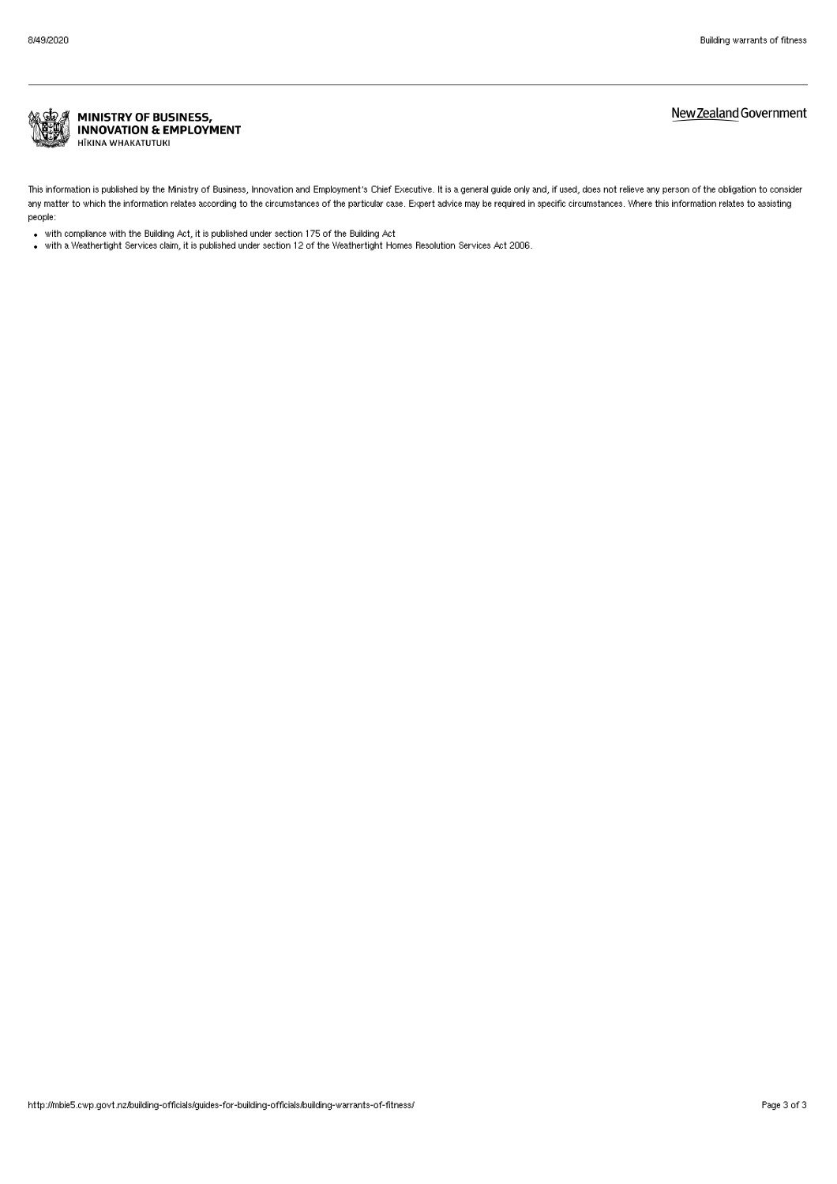MINISTRY OF BUSINESS, INNOVATION & EMPLOYMENT
HĪKINA WHAKATUTUKI

New Zealand Government

This information is published by the Ministry of Business, Innovation and Employment's Chief Executive. It is a general guide only and, if used, does not relieve any person of the obligation to consider any matter to which the information relates according to the circumstances of the particular case. Expert advice may be required in specific circumstances. Where this information relates to assisting people:

- with compliance with the Building Act, it is published under section 175 of the Building Act
- with a Weathertight Services claim, it is published under section 12 of the Weathertight Homes Resolution Services Act 2006.